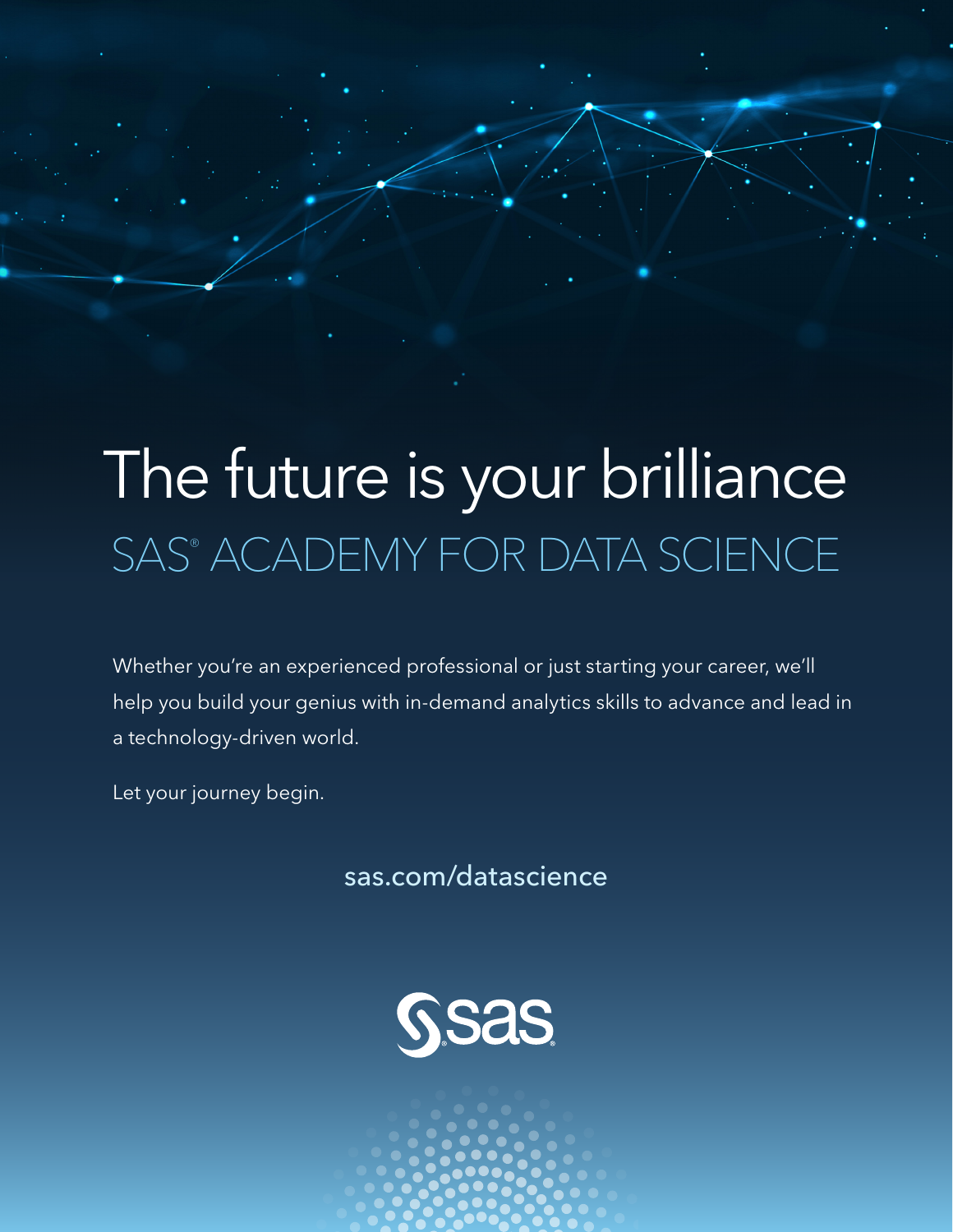# The future is your brilliance

## SAS® ACADEMY FOR DATA SCIENCE

Whether you're an experienced professional or just starting your career, we'll help you build your genius with in-demand analytics skills to advance and lead in a technology-driven world.

Let your journey begin.

sas.com/datascience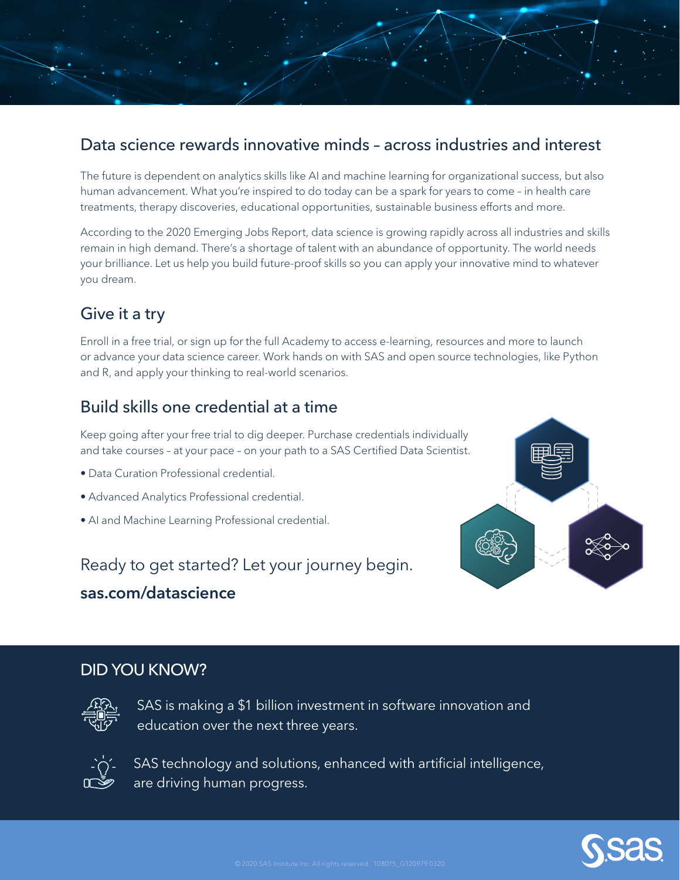## Data science rewards innovative minds – across industries and interest

The future is dependent on analytics skills like AI and machine learning for organizational success, but also human advancement. What you're inspired to do today can be a spark for years to come – in health care treatments, therapy discoveries, educational opportunities, sustainable business efforts and more.

According to the 2020 Emerging Jobs Report, data science is growing rapidly across all industries and skills remain in high demand. There's a shortage of talent with an abundance of opportunity. The world needs your brilliance. Let us help you build future-proof skills so you can apply your innovative mind to whatever you dream.

## Give it a try

Enroll in a free trial, or sign up for the full Academy to access e-learning, resources and more to launch or advance your data science career. Work hands on with SAS and open source technologies, like Python and R, and apply your thinking to real-world scenarios.

## Build skills one credential at a time

Keep going after your free trial to dig deeper. Purchase credentials individually and take courses – at your pace – on your path to a SAS Certified Data Scientist.

- Data Curation Professional credential.
- Advanced Analytics Professional credential.
- AI and Machine Learning Professional credential.

Ready to get started? Let your journey begin.

**sas.com/datascience**

## DID YOU KNOW?

SAS is making a $1 billion investment in software innovation and education over the next three years.

SAS technology and solutions, enhanced with artificial intelligence, are driving human progress.

© 2020 SAS Institute Inc. All rights reserved. 108015_G120979.0320